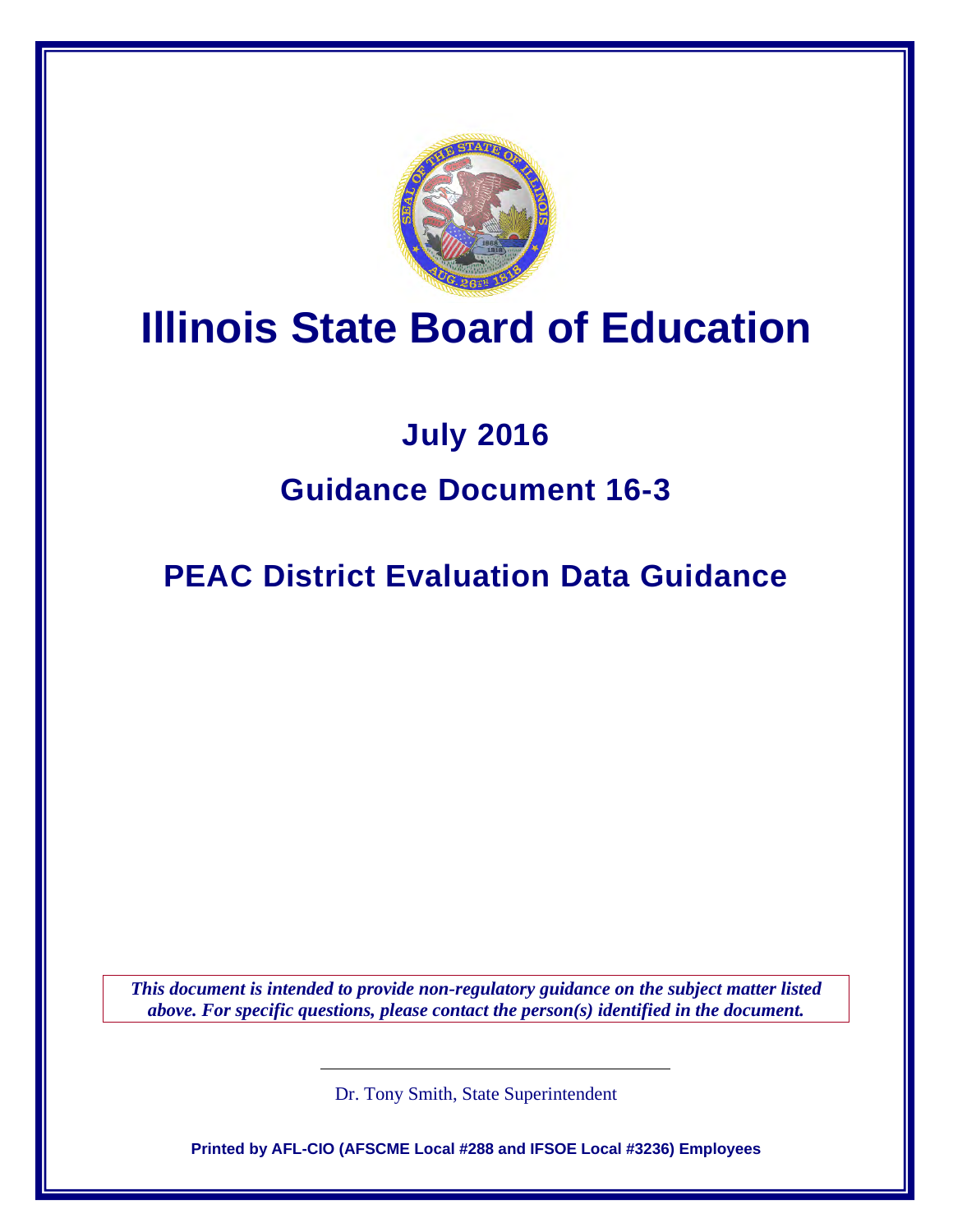# Illinois State Board of Education

## July 2016

## Guidance Document 16-3

## PEAC District Evaluation Data Guidance

***This document is intended to provide non-regulatory guidance on the subject matter listed above. For specific questions, please contact the person(s) identified in the document.***

Dr. Tony Smith, State Superintendent

**Printed by AFL-CIO (AFSCME Local #288 and IFSOE Local #3236) Employees**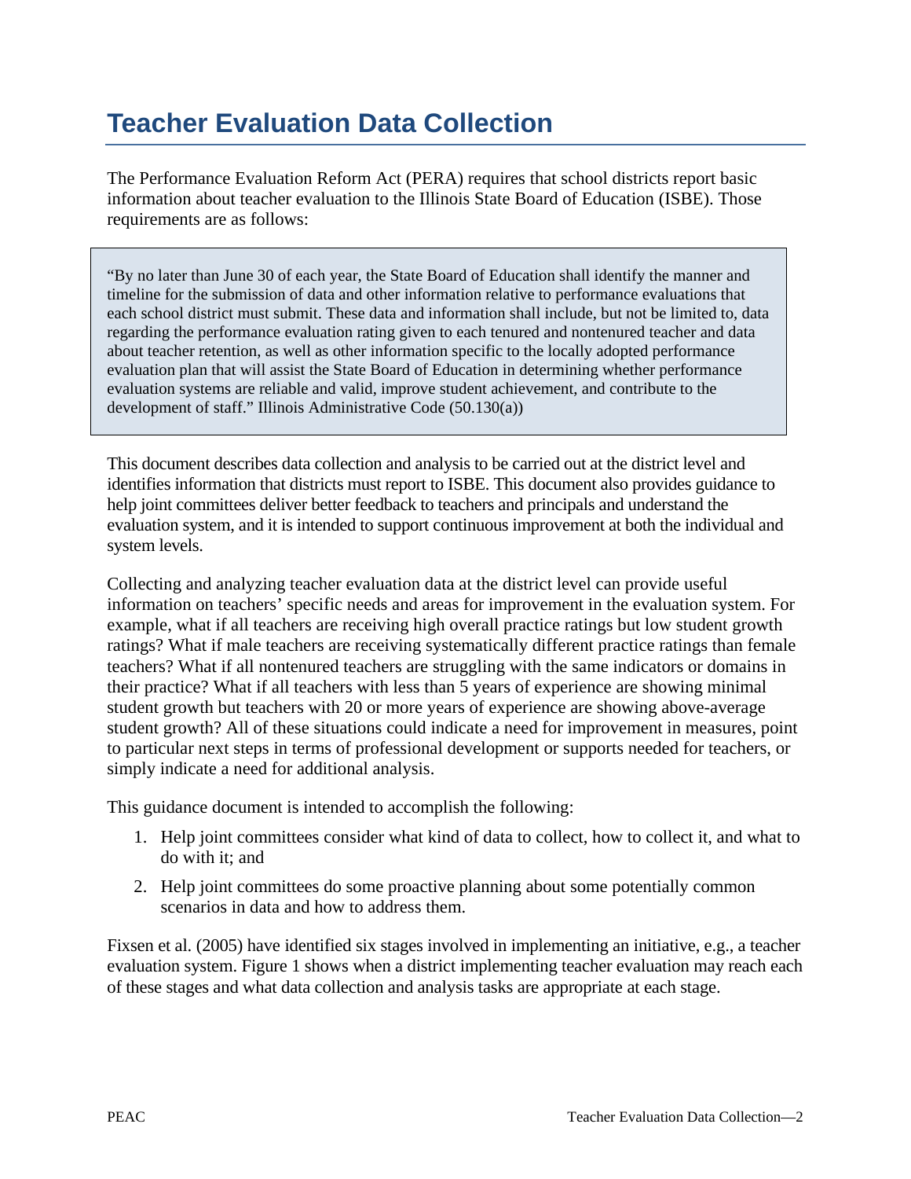# Teacher Evaluation Data Collection

The Performance Evaluation Reform Act (PERA) requires that school districts report basic information about teacher evaluation to the Illinois State Board of Education (ISBE). Those requirements are as follows:

> "By no later than June 30 of each year, the State Board of Education shall identify the manner and timeline for the submission of data and other information relative to performance evaluations that each school district must submit. These data and information shall include, but not be limited to, data regarding the performance evaluation rating given to each tenured and nontenured teacher and data about teacher retention, as well as other information specific to the locally adopted performance evaluation plan that will assist the State Board of Education in determining whether performance evaluation systems are reliable and valid, improve student achievement, and contribute to the development of staff." Illinois Administrative Code (50.130(a))

This document describes data collection and analysis to be carried out at the district level and identifies information that districts must report to ISBE. This document also provides guidance to help joint committees deliver better feedback to teachers and principals and understand the evaluation system, and it is intended to support continuous improvement at both the individual and system levels.

Collecting and analyzing teacher evaluation data at the district level can provide useful information on teachers' specific needs and areas for improvement in the evaluation system. For example, what if all teachers are receiving high overall practice ratings but low student growth ratings? What if male teachers are receiving systematically different practice ratings than female teachers? What if all nontenured teachers are struggling with the same indicators or domains in their practice? What if all teachers with less than 5 years of experience are showing minimal student growth but teachers with 20 or more years of experience are showing above-average student growth? All of these situations could indicate a need for improvement in measures, point to particular next steps in terms of professional development or supports needed for teachers, or simply indicate a need for additional analysis.

This guidance document is intended to accomplish the following:

1. Help joint committees consider what kind of data to collect, how to collect it, and what to do with it; and
2. Help joint committees do some proactive planning about some potentially common scenarios in data and how to address them.

Fixsen et al. (2005) have identified six stages involved in implementing an initiative, e.g., a teacher evaluation system. Figure 1 shows when a district implementing teacher evaluation may reach each of these stages and what data collection and analysis tasks are appropriate at each stage.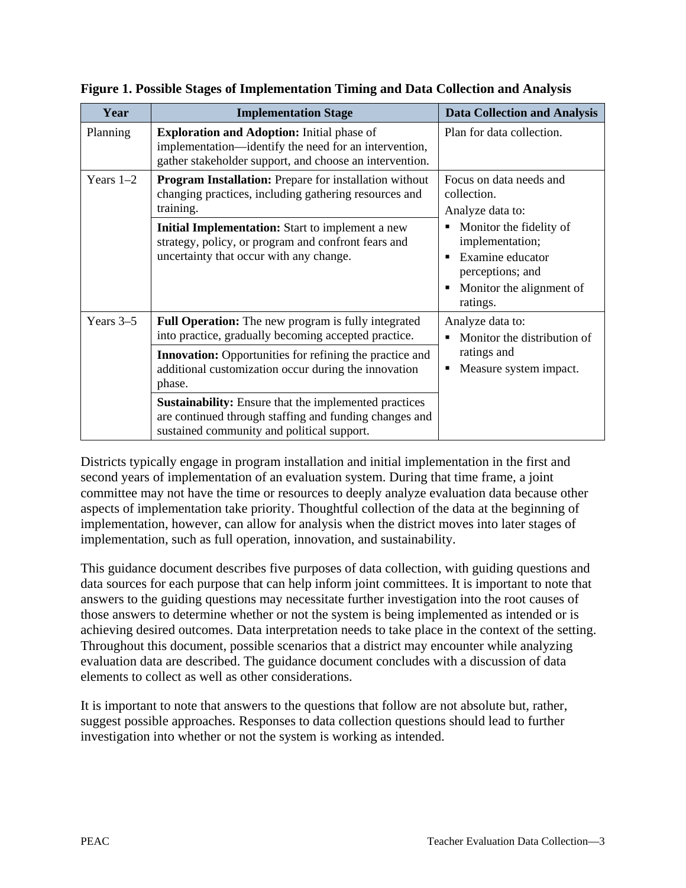**Figure 1. Possible Stages of Implementation Timing and Data Collection and Analysis**

| Year | Implementation Stage | Data Collection and Analysis |
|---|---|---|
| Planning | **Exploration and Adoption:** Initial phase of implementation—identify the need for an intervention, gather stakeholder support, and choose an intervention. | Plan for data collection. |
| Years 1–2 | **Program Installation:** Prepare for installation without changing practices, including gathering resources and training. | Focus on data needs and collection.<br>Analyze data to:<br>▪ Monitor the fidelity of implementation;<br>▪ Examine educator perceptions; and<br>▪ Monitor the alignment of ratings. |
| | **Initial Implementation:** Start to implement a new strategy, policy, or program and confront fears and uncertainty that occur with any change. | |
| Years 3–5 | **Full Operation:** The new program is fully integrated into practice, gradually becoming accepted practice. | Analyze data to:<br>▪ Monitor the distribution of ratings and<br>▪ Measure system impact. |
| | **Innovation:** Opportunities for refining the practice and additional customization occur during the innovation phase. | |
| | **Sustainability:** Ensure that the implemented practices are continued through staffing and funding changes and sustained community and political support. | |

Districts typically engage in program installation and initial implementation in the first and second years of implementation of an evaluation system. During that time frame, a joint committee may not have the time or resources to deeply analyze evaluation data because other aspects of implementation take priority. Thoughtful collection of the data at the beginning of implementation, however, can allow for analysis when the district moves into later stages of implementation, such as full operation, innovation, and sustainability.

This guidance document describes five purposes of data collection, with guiding questions and data sources for each purpose that can help inform joint committees. It is important to note that answers to the guiding questions may necessitate further investigation into the root causes of those answers to determine whether or not the system is being implemented as intended or is achieving desired outcomes. Data interpretation needs to take place in the context of the setting. Throughout this document, possible scenarios that a district may encounter while analyzing evaluation data are described. The guidance document concludes with a discussion of data elements to collect as well as other considerations.

It is important to note that answers to the questions that follow are not absolute but, rather, suggest possible approaches. Responses to data collection questions should lead to further investigation into whether or not the system is working as intended.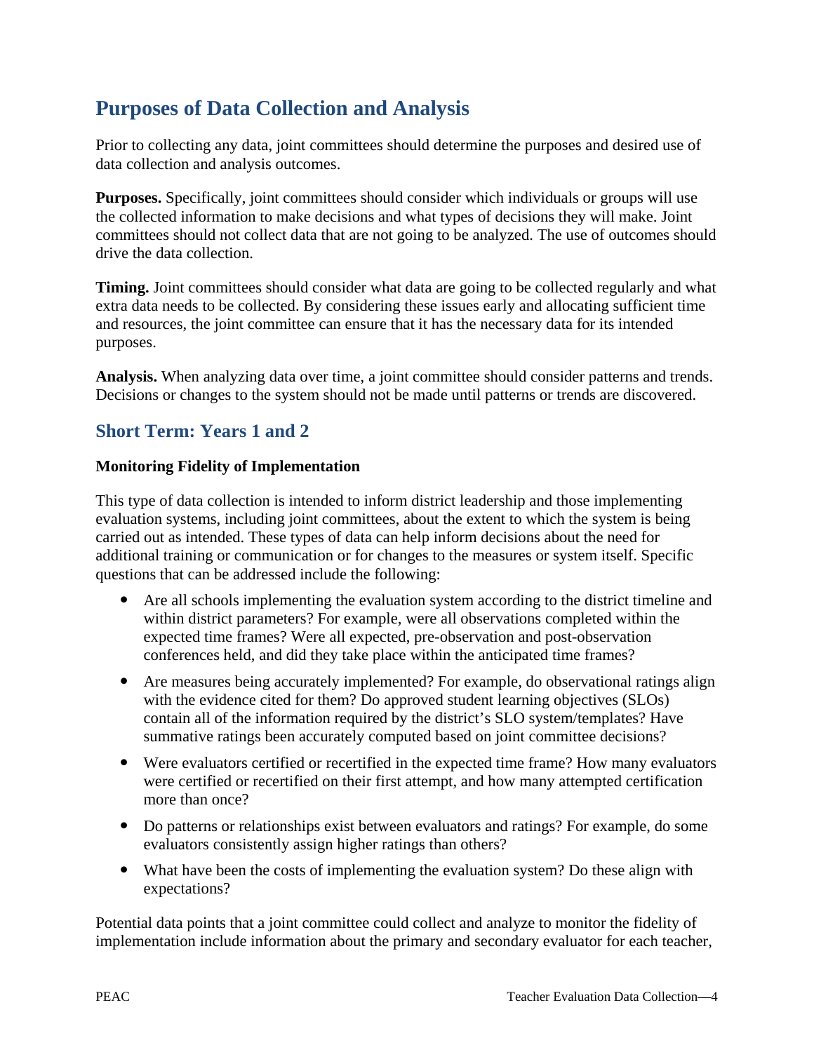## Purposes of Data Collection and Analysis

Prior to collecting any data, joint committees should determine the purposes and desired use of data collection and analysis outcomes.

**Purposes.** Specifically, joint committees should consider which individuals or groups will use the collected information to make decisions and what types of decisions they will make. Joint committees should not collect data that are not going to be analyzed. The use of outcomes should drive the data collection.

**Timing.** Joint committees should consider what data are going to be collected regularly and what extra data needs to be collected. By considering these issues early and allocating sufficient time and resources, the joint committee can ensure that it has the necessary data for its intended purposes.

**Analysis.** When analyzing data over time, a joint committee should consider patterns and trends. Decisions or changes to the system should not be made until patterns or trends are discovered.

### Short Term: Years 1 and 2

**Monitoring Fidelity of Implementation**

This type of data collection is intended to inform district leadership and those implementing evaluation systems, including joint committees, about the extent to which the system is being carried out as intended. These types of data can help inform decisions about the need for additional training or communication or for changes to the measures or system itself. Specific questions that can be addressed include the following:

- Are all schools implementing the evaluation system according to the district timeline and within district parameters? For example, were all observations completed within the expected time frames? Were all expected, pre-observation and post-observation conferences held, and did they take place within the anticipated time frames?
- Are measures being accurately implemented? For example, do observational ratings align with the evidence cited for them? Do approved student learning objectives (SLOs) contain all of the information required by the district's SLO system/templates? Have summative ratings been accurately computed based on joint committee decisions?
- Were evaluators certified or recertified in the expected time frame? How many evaluators were certified or recertified on their first attempt, and how many attempted certification more than once?
- Do patterns or relationships exist between evaluators and ratings? For example, do some evaluators consistently assign higher ratings than others?
- What have been the costs of implementing the evaluation system? Do these align with expectations?

Potential data points that a joint committee could collect and analyze to monitor the fidelity of implementation include information about the primary and secondary evaluator for each teacher,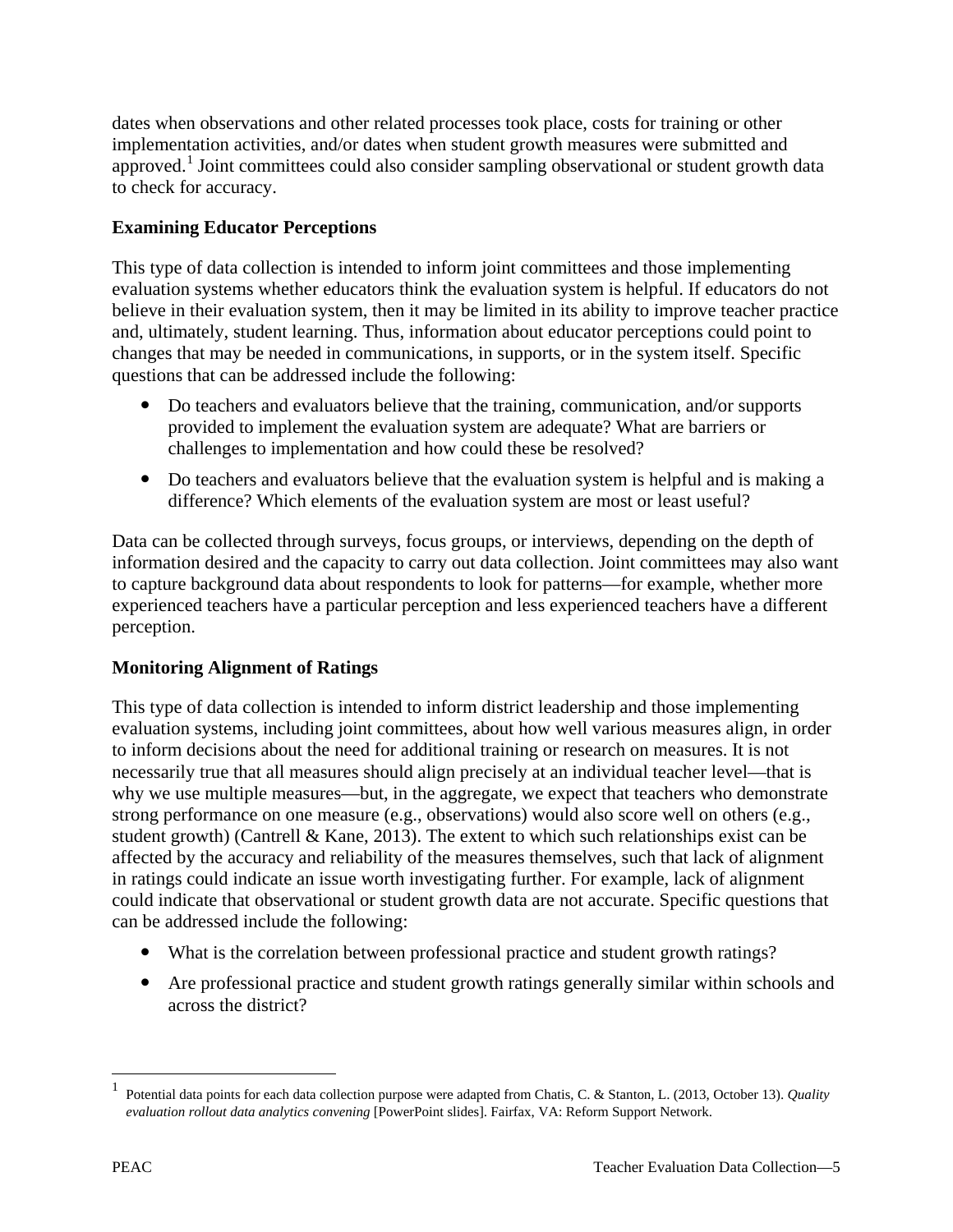dates when observations and other related processes took place, costs for training or other implementation activities, and/or dates when student growth measures were submitted and approved.[1] Joint committees could also consider sampling observational or student growth data to check for accuracy.

### Examining Educator Perceptions

This type of data collection is intended to inform joint committees and those implementing evaluation systems whether educators think the evaluation system is helpful. If educators do not believe in their evaluation system, then it may be limited in its ability to improve teacher practice and, ultimately, student learning. Thus, information about educator perceptions could point to changes that may be needed in communications, in supports, or in the system itself. Specific questions that can be addressed include the following:

- Do teachers and evaluators believe that the training, communication, and/or supports provided to implement the evaluation system are adequate? What are barriers or challenges to implementation and how could these be resolved?
- Do teachers and evaluators believe that the evaluation system is helpful and is making a difference? Which elements of the evaluation system are most or least useful?

Data can be collected through surveys, focus groups, or interviews, depending on the depth of information desired and the capacity to carry out data collection. Joint committees may also want to capture background data about respondents to look for patterns—for example, whether more experienced teachers have a particular perception and less experienced teachers have a different perception.

### Monitoring Alignment of Ratings

This type of data collection is intended to inform district leadership and those implementing evaluation systems, including joint committees, about how well various measures align, in order to inform decisions about the need for additional training or research on measures. It is not necessarily true that all measures should align precisely at an individual teacher level—that is why we use multiple measures—but, in the aggregate, we expect that teachers who demonstrate strong performance on one measure (e.g., observations) would also score well on others (e.g., student growth) (Cantrell & Kane, 2013). The extent to which such relationships exist can be affected by the accuracy and reliability of the measures themselves, such that lack of alignment in ratings could indicate an issue worth investigating further. For example, lack of alignment could indicate that observational or student growth data are not accurate. Specific questions that can be addressed include the following:

- What is the correlation between professional practice and student growth ratings?
- Are professional practice and student growth ratings generally similar within schools and across the district?

---

[1] Potential data points for each data collection purpose were adapted from Chatis, C. & Stanton, L. (2013, October 13). *Quality evaluation rollout data analytics convening* [PowerPoint slides]. Fairfax, VA: Reform Support Network.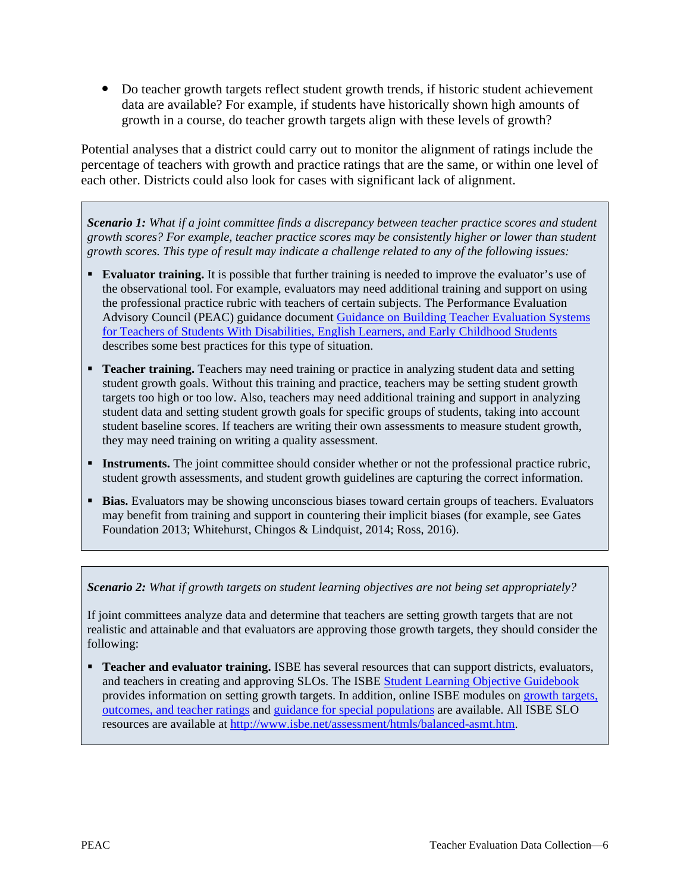- Do teacher growth targets reflect student growth trends, if historic student achievement data are available? For example, if students have historically shown high amounts of growth in a course, do teacher growth targets align with these levels of growth?

Potential analyses that a district could carry out to monitor the alignment of ratings include the percentage of teachers with growth and practice ratings that are the same, or within one level of each other. Districts could also look for cases with significant lack of alignment.

***Scenario 1:*** *What if a joint committee finds a discrepancy between teacher practice scores and student growth scores? For example, teacher practice scores may be consistently higher or lower than student growth scores. This type of result may indicate a challenge related to any of the following issues:*

- **Evaluator training.** It is possible that further training is needed to improve the evaluator's use of the observational tool. For example, evaluators may need additional training and support on using the professional practice rubric with teachers of certain subjects. The Performance Evaluation Advisory Council (PEAC) guidance document Guidance on Building Teacher Evaluation Systems for Teachers of Students With Disabilities, English Learners, and Early Childhood Students describes some best practices for this type of situation.
- **Teacher training.** Teachers may need training or practice in analyzing student data and setting student growth goals. Without this training and practice, teachers may be setting student growth targets too high or too low. Also, teachers may need additional training and support in analyzing student data and setting student growth goals for specific groups of students, taking into account student baseline scores. If teachers are writing their own assessments to measure student growth, they may need training on writing a quality assessment.
- **Instruments.** The joint committee should consider whether or not the professional practice rubric, student growth assessments, and student growth guidelines are capturing the correct information.
- **Bias.** Evaluators may be showing unconscious biases toward certain groups of teachers. Evaluators may benefit from training and support in countering their implicit biases (for example, see Gates Foundation 2013; Whitehurst, Chingos & Lindquist, 2014; Ross, 2016).

***Scenario 2:*** *What if growth targets on student learning objectives are not being set appropriately?*

If joint committees analyze data and determine that teachers are setting growth targets that are not realistic and attainable and that evaluators are approving those growth targets, they should consider the following:

- **Teacher and evaluator training.** ISBE has several resources that can support districts, evaluators, and teachers in creating and approving SLOs. The ISBE Student Learning Objective Guidebook provides information on setting growth targets. In addition, online ISBE modules on growth targets, outcomes, and teacher ratings and guidance for special populations are available. All ISBE SLO resources are available at http://www.isbe.net/assessment/htmls/balanced-asmt.htm.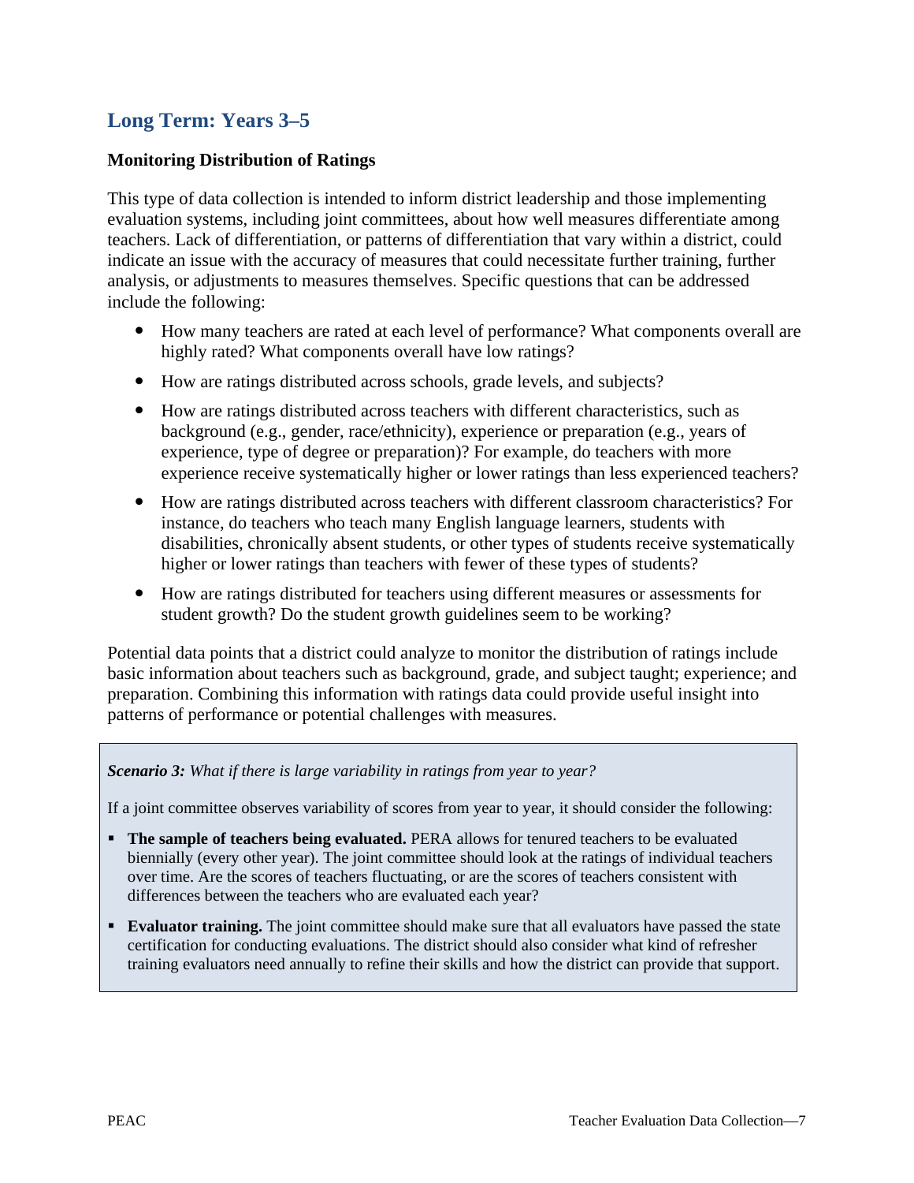## Long Term: Years 3–5

### Monitoring Distribution of Ratings

This type of data collection is intended to inform district leadership and those implementing evaluation systems, including joint committees, about how well measures differentiate among teachers. Lack of differentiation, or patterns of differentiation that vary within a district, could indicate an issue with the accuracy of measures that could necessitate further training, further analysis, or adjustments to measures themselves. Specific questions that can be addressed include the following:

- How many teachers are rated at each level of performance? What components overall are highly rated? What components overall have low ratings?
- How are ratings distributed across schools, grade levels, and subjects?
- How are ratings distributed across teachers with different characteristics, such as background (e.g., gender, race/ethnicity), experience or preparation (e.g., years of experience, type of degree or preparation)? For example, do teachers with more experience receive systematically higher or lower ratings than less experienced teachers?
- How are ratings distributed across teachers with different classroom characteristics? For instance, do teachers who teach many English language learners, students with disabilities, chronically absent students, or other types of students receive systematically higher or lower ratings than teachers with fewer of these types of students?
- How are ratings distributed for teachers using different measures or assessments for student growth? Do the student growth guidelines seem to be working?

Potential data points that a district could analyze to monitor the distribution of ratings include basic information about teachers such as background, grade, and subject taught; experience; and preparation. Combining this information with ratings data could provide useful insight into patterns of performance or potential challenges with measures.

> ***Scenario 3:*** *What if there is large variability in ratings from year to year?*
>
> If a joint committee observes variability of scores from year to year, it should consider the following:
>
> - **The sample of teachers being evaluated.** PERA allows for tenured teachers to be evaluated biennially (every other year). The joint committee should look at the ratings of individual teachers over time. Are the scores of teachers fluctuating, or are the scores of teachers consistent with differences between the teachers who are evaluated each year?
> - **Evaluator training.** The joint committee should make sure that all evaluators have passed the state certification for conducting evaluations. The district should also consider what kind of refresher training evaluators need annually to refine their skills and how the district can provide that support.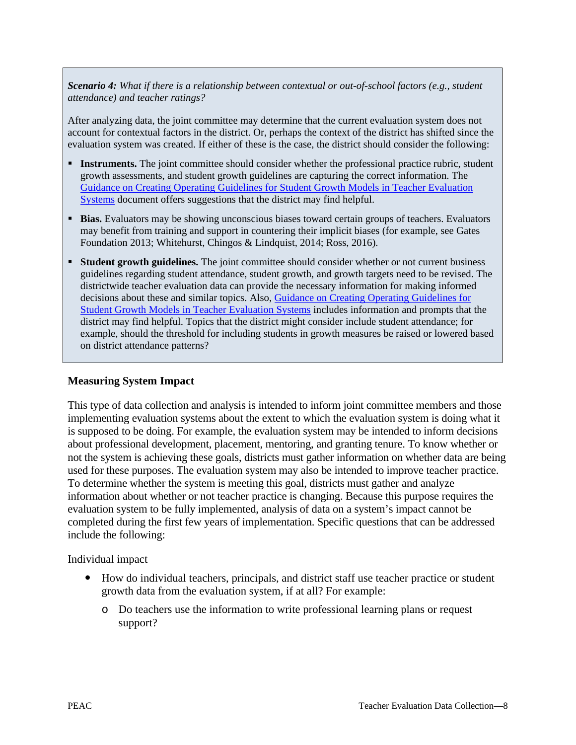***Scenario 4:*** *What if there is a relationship between contextual or out-of-school factors (e.g., student attendance) and teacher ratings?*

After analyzing data, the joint committee may determine that the current evaluation system does not account for contextual factors in the district. Or, perhaps the context of the district has shifted since the evaluation system was created. If either of these is the case, the district should consider the following:

- **Instruments.** The joint committee should consider whether the professional practice rubric, student growth assessments, and student growth guidelines are capturing the correct information. The Guidance on Creating Operating Guidelines for Student Growth Models in Teacher Evaluation Systems document offers suggestions that the district may find helpful.
- **Bias.** Evaluators may be showing unconscious biases toward certain groups of teachers. Evaluators may benefit from training and support in countering their implicit biases (for example, see Gates Foundation 2013; Whitehurst, Chingos & Lindquist, 2014; Ross, 2016).
- **Student growth guidelines.** The joint committee should consider whether or not current business guidelines regarding student attendance, student growth, and growth targets need to be revised. The districtwide teacher evaluation data can provide the necessary information for making informed decisions about these and similar topics. Also, Guidance on Creating Operating Guidelines for Student Growth Models in Teacher Evaluation Systems includes information and prompts that the district may find helpful. Topics that the district might consider include student attendance; for example, should the threshold for including students in growth measures be raised or lowered based on district attendance patterns?

**Measuring System Impact**

This type of data collection and analysis is intended to inform joint committee members and those implementing evaluation systems about the extent to which the evaluation system is doing what it is supposed to be doing. For example, the evaluation system may be intended to inform decisions about professional development, placement, mentoring, and granting tenure. To know whether or not the system is achieving these goals, districts must gather information on whether data are being used for these purposes. The evaluation system may also be intended to improve teacher practice. To determine whether the system is meeting this goal, districts must gather and analyze information about whether or not teacher practice is changing. Because this purpose requires the evaluation system to be fully implemented, analysis of data on a system's impact cannot be completed during the first few years of implementation. Specific questions that can be addressed include the following:

Individual impact

- How do individual teachers, principals, and district staff use teacher practice or student growth data from the evaluation system, if at all? For example:
  - Do teachers use the information to write professional learning plans or request support?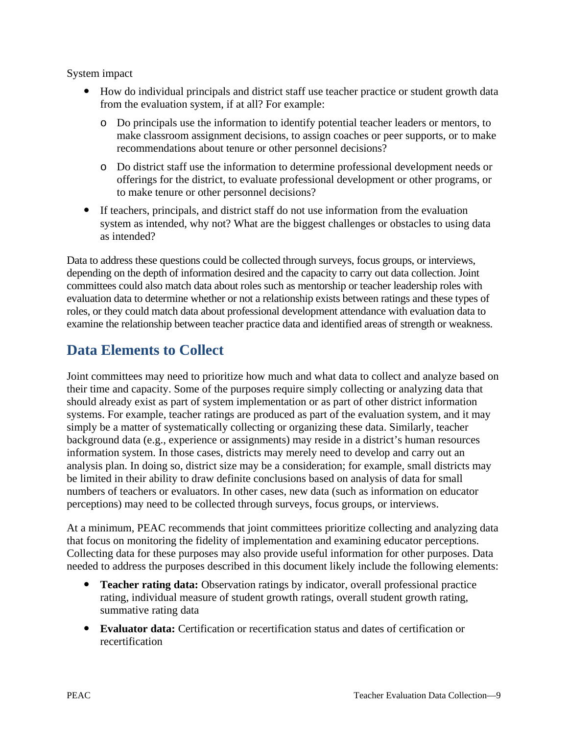System impact

- How do individual principals and district staff use teacher practice or student growth data from the evaluation system, if at all? For example:
  - Do principals use the information to identify potential teacher leaders or mentors, to make classroom assignment decisions, to assign coaches or peer supports, or to make recommendations about tenure or other personnel decisions?
  - Do district staff use the information to determine professional development needs or offerings for the district, to evaluate professional development or other programs, or to make tenure or other personnel decisions?
- If teachers, principals, and district staff do not use information from the evaluation system as intended, why not? What are the biggest challenges or obstacles to using data as intended?

Data to address these questions could be collected through surveys, focus groups, or interviews, depending on the depth of information desired and the capacity to carry out data collection. Joint committees could also match data about roles such as mentorship or teacher leadership roles with evaluation data to determine whether or not a relationship exists between ratings and these types of roles, or they could match data about professional development attendance with evaluation data to examine the relationship between teacher practice data and identified areas of strength or weakness.

## Data Elements to Collect

Joint committees may need to prioritize how much and what data to collect and analyze based on their time and capacity. Some of the purposes require simply collecting or analyzing data that should already exist as part of system implementation or as part of other district information systems. For example, teacher ratings are produced as part of the evaluation system, and it may simply be a matter of systematically collecting or organizing these data. Similarly, teacher background data (e.g., experience or assignments) may reside in a district's human resources information system. In those cases, districts may merely need to develop and carry out an analysis plan. In doing so, district size may be a consideration; for example, small districts may be limited in their ability to draw definite conclusions based on analysis of data for small numbers of teachers or evaluators. In other cases, new data (such as information on educator perceptions) may need to be collected through surveys, focus groups, or interviews.

At a minimum, PEAC recommends that joint committees prioritize collecting and analyzing data that focus on monitoring the fidelity of implementation and examining educator perceptions. Collecting data for these purposes may also provide useful information for other purposes. Data needed to address the purposes described in this document likely include the following elements:

- **Teacher rating data:** Observation ratings by indicator, overall professional practice rating, individual measure of student growth ratings, overall student growth rating, summative rating data
- **Evaluator data:** Certification or recertification status and dates of certification or recertification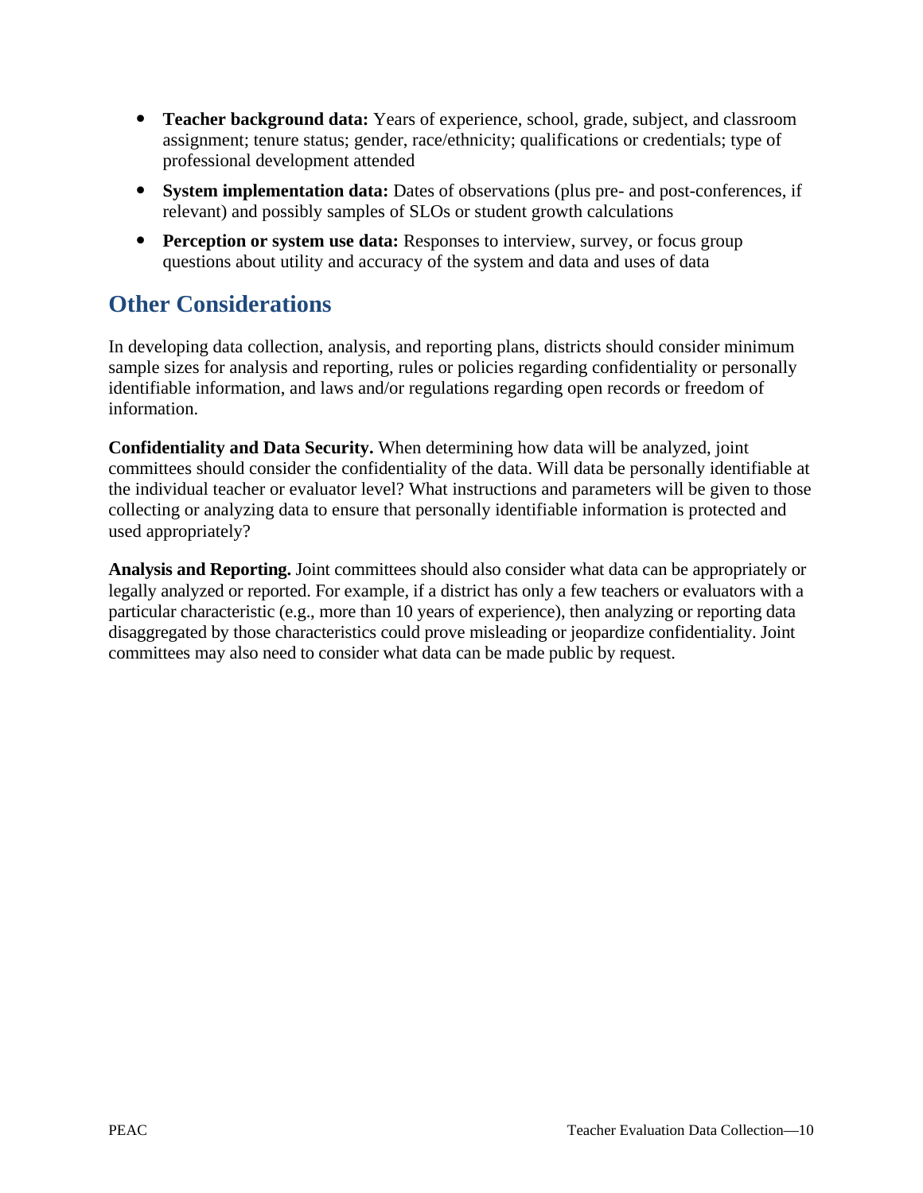- **Teacher background data:** Years of experience, school, grade, subject, and classroom assignment; tenure status; gender, race/ethnicity; qualifications or credentials; type of professional development attended
- **System implementation data:** Dates of observations (plus pre- and post-conferences, if relevant) and possibly samples of SLOs or student growth calculations
- **Perception or system use data:** Responses to interview, survey, or focus group questions about utility and accuracy of the system and data and uses of data

## Other Considerations

In developing data collection, analysis, and reporting plans, districts should consider minimum sample sizes for analysis and reporting, rules or policies regarding confidentiality or personally identifiable information, and laws and/or regulations regarding open records or freedom of information.

**Confidentiality and Data Security.** When determining how data will be analyzed, joint committees should consider the confidentiality of the data. Will data be personally identifiable at the individual teacher or evaluator level? What instructions and parameters will be given to those collecting or analyzing data to ensure that personally identifiable information is protected and used appropriately?

**Analysis and Reporting.** Joint committees should also consider what data can be appropriately or legally analyzed or reported. For example, if a district has only a few teachers or evaluators with a particular characteristic (e.g., more than 10 years of experience), then analyzing or reporting data disaggregated by those characteristics could prove misleading or jeopardize confidentiality. Joint committees may also need to consider what data can be made public by request.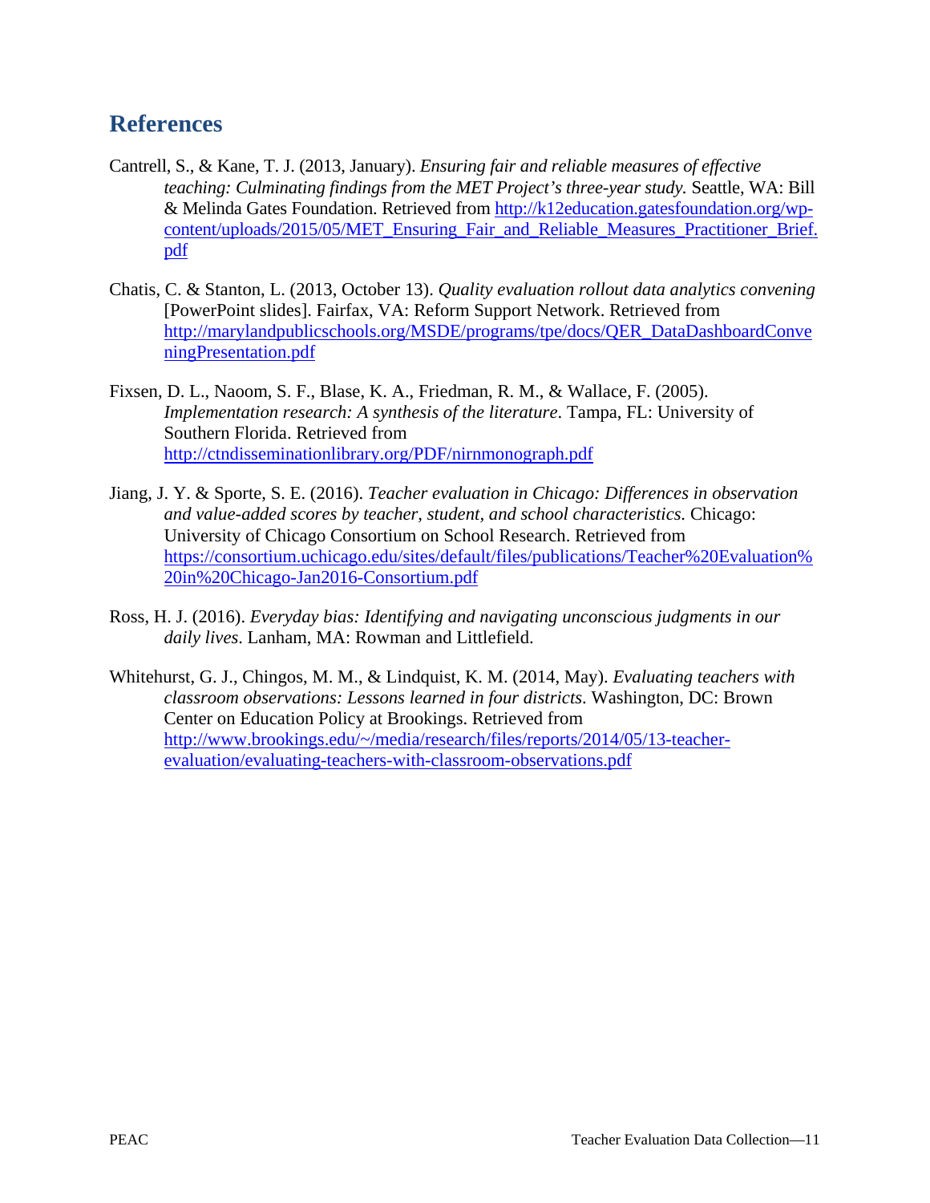## References

Cantrell, S., & Kane, T. J. (2013, January). *Ensuring fair and reliable measures of effective teaching: Culminating findings from the MET Project's three-year study.* Seattle, WA: Bill & Melinda Gates Foundation. Retrieved from http://k12education.gatesfoundation.org/wp-content/uploads/2015/05/MET_Ensuring_Fair_and_Reliable_Measures_Practitioner_Brief.pdf

Chatis, C. & Stanton, L. (2013, October 13). *Quality evaluation rollout data analytics convening* [PowerPoint slides]. Fairfax, VA: Reform Support Network. Retrieved from http://marylandpublicschools.org/MSDE/programs/tpe/docs/QER_DataDashboardConveningPresentation.pdf

Fixsen, D. L., Naoom, S. F., Blase, K. A., Friedman, R. M., & Wallace, F. (2005). *Implementation research: A synthesis of the literature*. Tampa, FL: University of Southern Florida. Retrieved from http://ctndisseminationlibrary.org/PDF/nirnmonograph.pdf

Jiang, J. Y. & Sporte, S. E. (2016). *Teacher evaluation in Chicago: Differences in observation and value-added scores by teacher, student, and school characteristics.* Chicago: University of Chicago Consortium on School Research. Retrieved from https://consortium.uchicago.edu/sites/default/files/publications/Teacher%20Evaluation%20in%20Chicago-Jan2016-Consortium.pdf

Ross, H. J. (2016). *Everyday bias: Identifying and navigating unconscious judgments in our daily lives*. Lanham, MA: Rowman and Littlefield.

Whitehurst, G. J., Chingos, M. M., & Lindquist, K. M. (2014, May). *Evaluating teachers with classroom observations: Lessons learned in four districts*. Washington, DC: Brown Center on Education Policy at Brookings. Retrieved from http://www.brookings.edu/~/media/research/files/reports/2014/05/13-teacher-evaluation/evaluating-teachers-with-classroom-observations.pdf